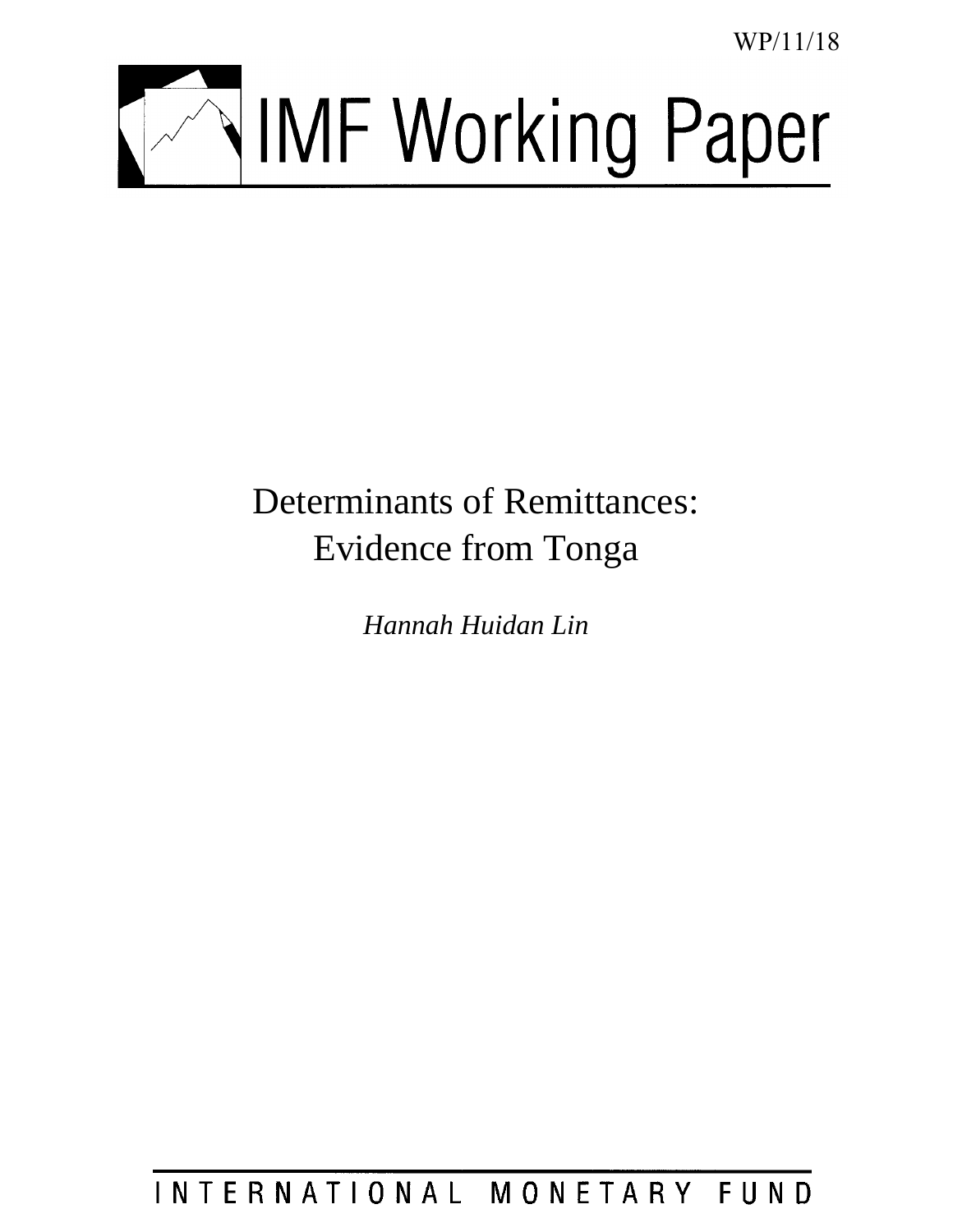WP/11/18

# IMF Working Paper

# Determinants of Remittances: Evidence from Tonga

*Hannah Huidan Lin*

INTERNATIONAL MONETARY FUND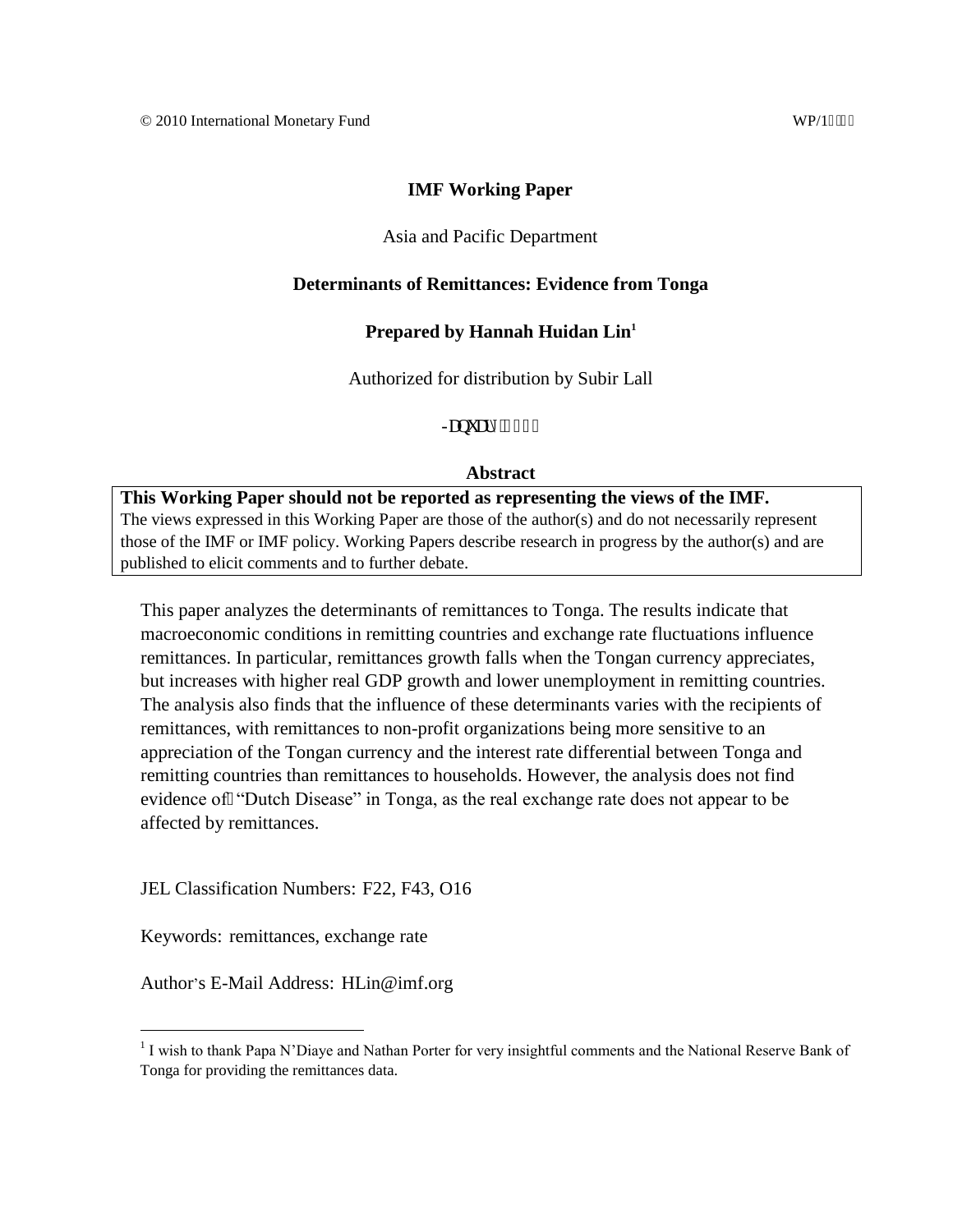© 2010 International Monetary Fund WP/1

**IMF Working Paper**

Asia and Pacific Department

**Determinants of Remittances: Evidence from Tonga**

**Prepared by Hannah Huidan Lin[1]**

Authorized for distribution by Subir Lall

## Abstract

**This Working Paper should not be reported as representing the views of the IMF.**
The views expressed in this Working Paper are those of the author(s) and do not necessarily represent those of the IMF or IMF policy. Working Papers describe research in progress by the author(s) and are published to elicit comments and to further debate.

This paper analyzes the determinants of remittances to Tonga. The results indicate that macroeconomic conditions in remitting countries and exchange rate fluctuations influence remittances. In particular, remittances growth falls when the Tongan currency appreciates, but increases with higher real GDP growth and lower unemployment in remitting countries. The analysis also finds that the influence of these determinants varies with the recipients of remittances, with remittances to non-profit organizations being more sensitive to an appreciation of the Tongan currency and the interest rate differential between Tonga and remitting countries than remittances to households. However, the analysis does not find evidence of "Dutch Disease" in Tonga, as the real exchange rate does not appear to be affected by remittances.

JEL Classification Numbers: F22, F43, O16

Keywords: remittances, exchange rate

Author's E-Mail Address: HLin@imf.org

---

[1] I wish to thank Papa N'Diaye and Nathan Porter for very insightful comments and the National Reserve Bank of Tonga for providing the remittances data.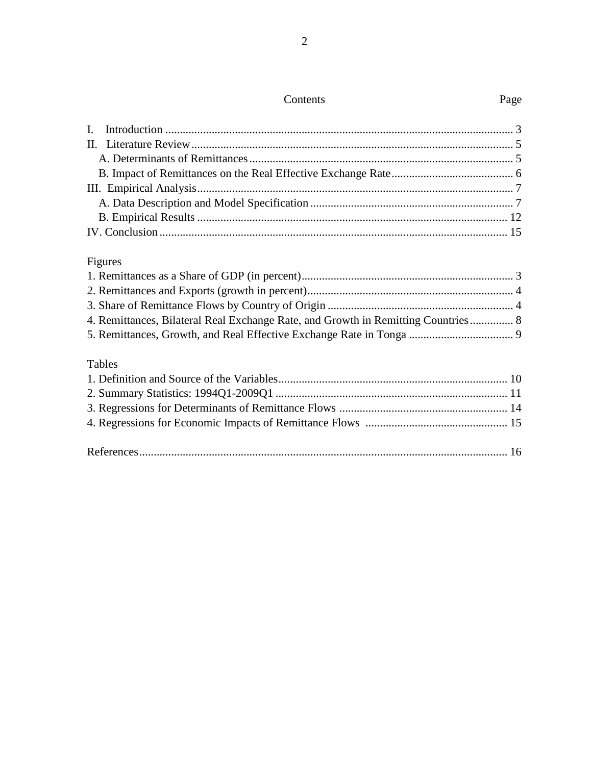| Contents | Page |
|---|---|
| I. Introduction | 3 |
| II. Literature Review | 5 |
| A. Determinants of Remittances | 5 |
| B. Impact of Remittances on the Real Effective Exchange Rate | 6 |
| III. Empirical Analysis | 7 |
| A. Data Description and Model Specification | 7 |
| B. Empirical Results | 12 |
| IV. Conclusion | 15 |

| Figures | |
|---|---|
| 1. Remittances as a Share of GDP (in percent) | 3 |
| 2. Remittances and Exports (growth in percent) | 4 |
| 3. Share of Remittance Flows by Country of Origin | 4 |
| 4. Remittances, Bilateral Real Exchange Rate, and Growth in Remitting Countries | 8 |
| 5. Remittances, Growth, and Real Effective Exchange Rate in Tonga | 9 |

| Tables | |
|---|---|
| 1. Definition and Source of the Variables | 10 |
| 2. Summary Statistics: 1994Q1-2009Q1 | 11 |
| 3. Regressions for Determinants of Remittance Flows | 14 |
| 4. Regressions for Economic Impacts of Remittance Flows | 15 |

| | |
|---|---|
| References | 16 |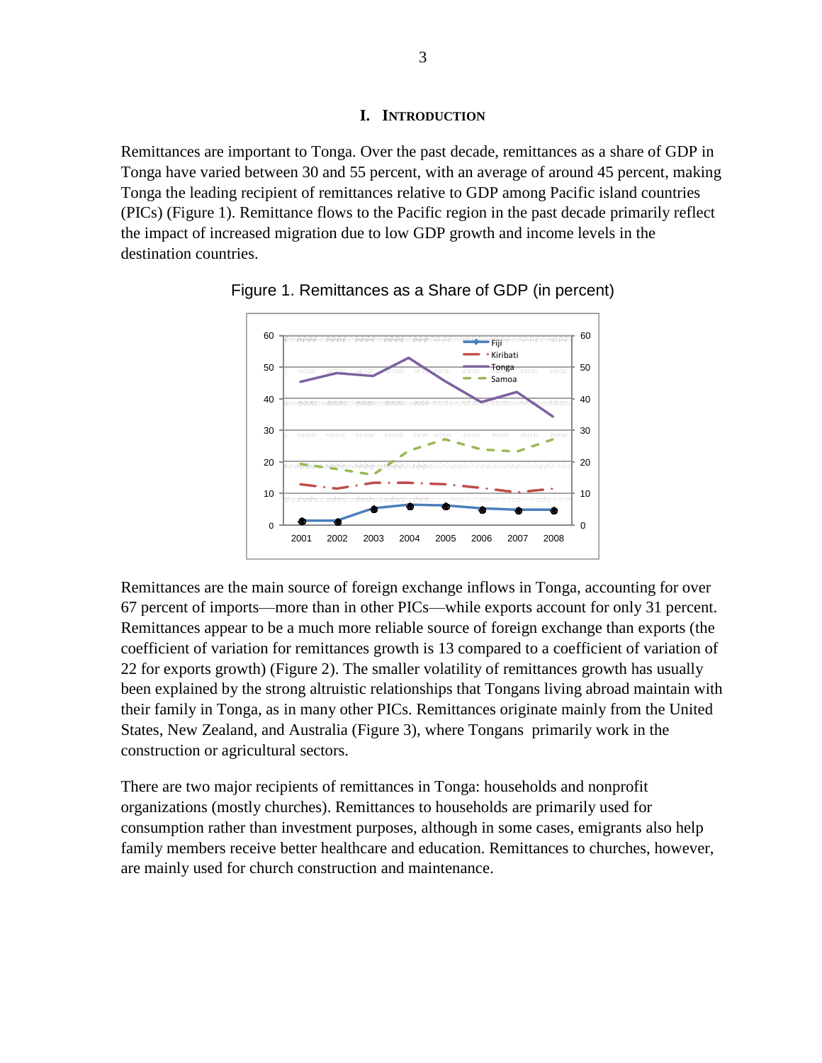# I. Introduction

Remittances are important to Tonga. Over the past decade, remittances as a share of GDP in Tonga have varied between 30 and 55 percent, with an average of around 45 percent, making Tonga the leading recipient of remittances relative to GDP among Pacific island countries (PICs) (Figure 1). Remittance flows to the Pacific region in the past decade primarily reflect the impact of increased migration due to low GDP growth and income levels in the destination countries.

Figure 1. Remittances as a Share of GDP (in percent)

Remittances are the main source of foreign exchange inflows in Tonga, accounting for over 67 percent of imports—more than in other PICs—while exports account for only 31 percent. Remittances appear to be a much more reliable source of foreign exchange than exports (the coefficient of variation for remittances growth is 13 compared to a coefficient of variation of 22 for exports growth) (Figure 2). The smaller volatility of remittances growth has usually been explained by the strong altruistic relationships that Tongans living abroad maintain with their family in Tonga, as in many other PICs. Remittances originate mainly from the United States, New Zealand, and Australia (Figure 3), where Tongans primarily work in the construction or agricultural sectors.

There are two major recipients of remittances in Tonga: households and nonprofit organizations (mostly churches). Remittances to households are primarily used for consumption rather than investment purposes, although in some cases, emigrants also help family members receive better healthcare and education. Remittances to churches, however, are mainly used for church construction and maintenance.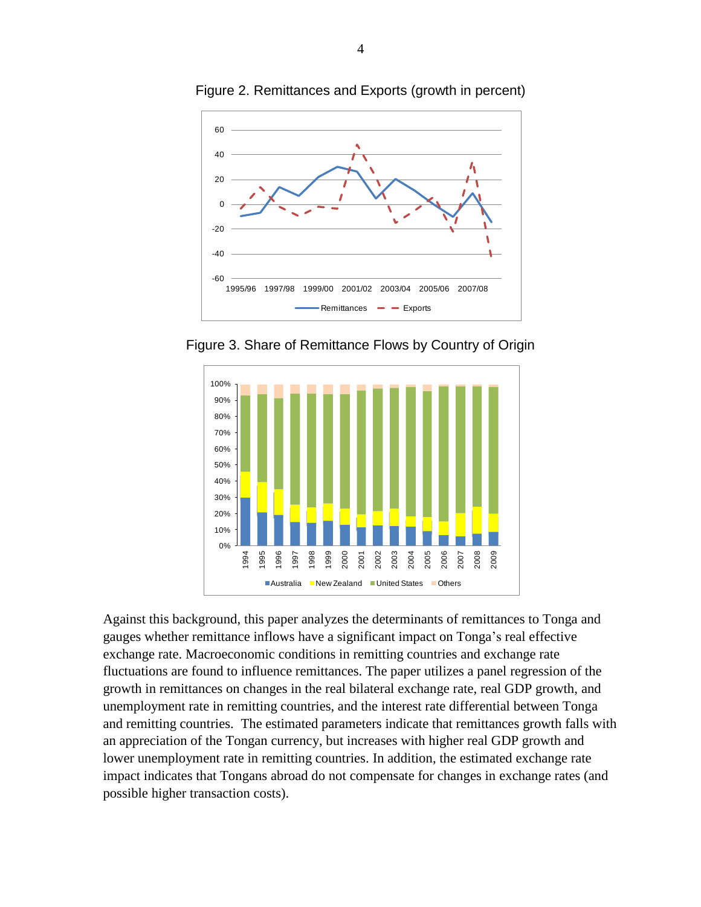Figure 2. Remittances and Exports (growth in percent)

Figure 3. Share of Remittance Flows by Country of Origin

Against this background, this paper analyzes the determinants of remittances to Tonga and gauges whether remittance inflows have a significant impact on Tonga's real effective exchange rate. Macroeconomic conditions in remitting countries and exchange rate fluctuations are found to influence remittances. The paper utilizes a panel regression of the growth in remittances on changes in the real bilateral exchange rate, real GDP growth, and unemployment rate in remitting countries, and the interest rate differential between Tonga and remitting countries. The estimated parameters indicate that remittances growth falls with an appreciation of the Tongan currency, but increases with higher real GDP growth and lower unemployment rate in remitting countries. In addition, the estimated exchange rate impact indicates that Tongans abroad do not compensate for changes in exchange rates (and possible higher transaction costs).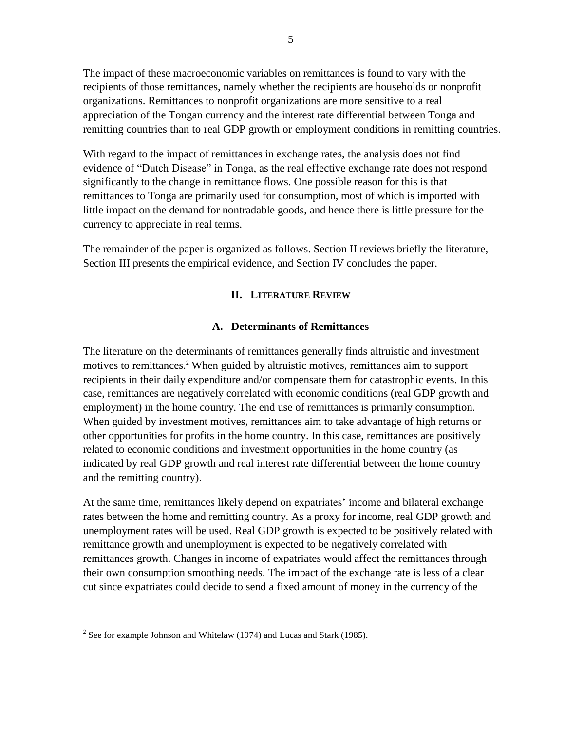The impact of these macroeconomic variables on remittances is found to vary with the recipients of those remittances, namely whether the recipients are households or nonprofit organizations. Remittances to nonprofit organizations are more sensitive to a real appreciation of the Tongan currency and the interest rate differential between Tonga and remitting countries than to real GDP growth or employment conditions in remitting countries.

With regard to the impact of remittances in exchange rates, the analysis does not find evidence of "Dutch Disease" in Tonga, as the real effective exchange rate does not respond significantly to the change in remittance flows. One possible reason for this is that remittances to Tonga are primarily used for consumption, most of which is imported with little impact on the demand for nontradable goods, and hence there is little pressure for the currency to appreciate in real terms.

The remainder of the paper is organized as follows. Section II reviews briefly the literature, Section III presents the empirical evidence, and Section IV concludes the paper.

## II. Literature Review

### A. Determinants of Remittances

The literature on the determinants of remittances generally finds altruistic and investment motives to remittances.[2] When guided by altruistic motives, remittances aim to support recipients in their daily expenditure and/or compensate them for catastrophic events. In this case, remittances are negatively correlated with economic conditions (real GDP growth and employment) in the home country. The end use of remittances is primarily consumption. When guided by investment motives, remittances aim to take advantage of high returns or other opportunities for profits in the home country. In this case, remittances are positively related to economic conditions and investment opportunities in the home country (as indicated by real GDP growth and real interest rate differential between the home country and the remitting country).

At the same time, remittances likely depend on expatriates' income and bilateral exchange rates between the home and remitting country. As a proxy for income, real GDP growth and unemployment rates will be used. Real GDP growth is expected to be positively related with remittance growth and unemployment is expected to be negatively correlated with remittances growth. Changes in income of expatriates would affect the remittances through their own consumption smoothing needs. The impact of the exchange rate is less of a clear cut since expatriates could decide to send a fixed amount of money in the currency of the

[2] See for example Johnson and Whitelaw (1974) and Lucas and Stark (1985).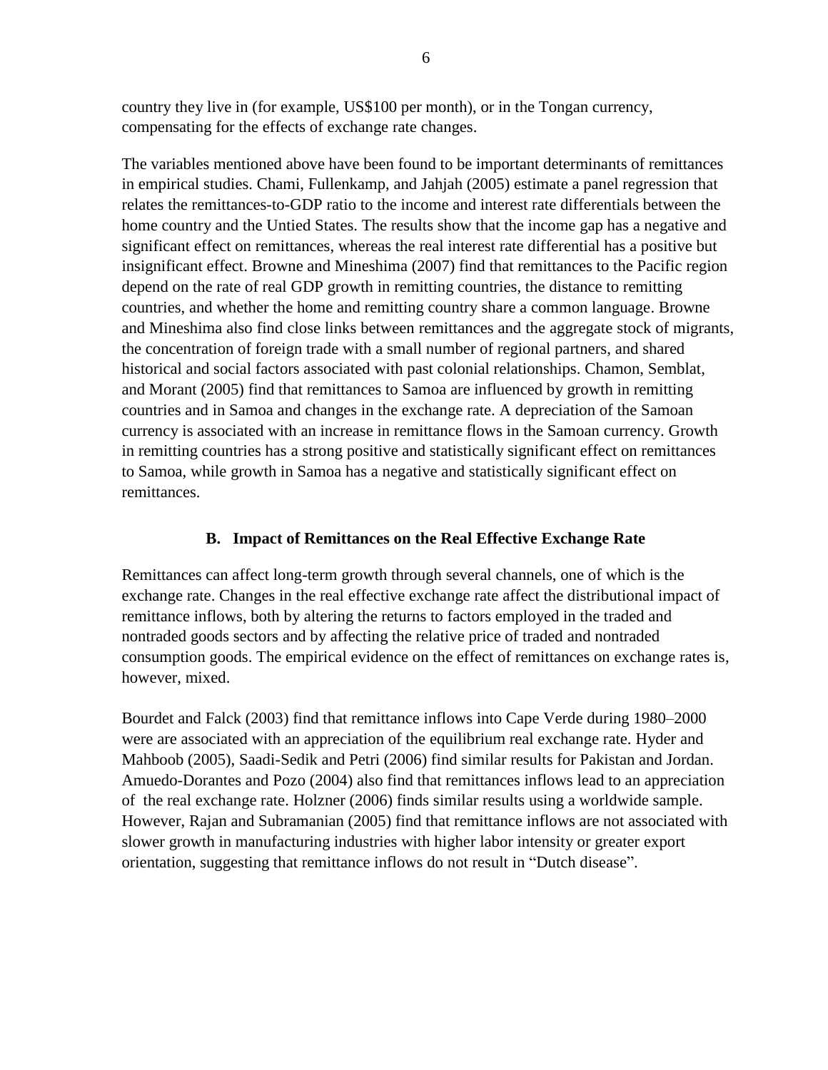country they live in (for example, US$100 per month), or in the Tongan currency, compensating for the effects of exchange rate changes.

The variables mentioned above have been found to be important determinants of remittances in empirical studies. Chami, Fullenkamp, and Jahjah (2005) estimate a panel regression that relates the remittances-to-GDP ratio to the income and interest rate differentials between the home country and the Untied States. The results show that the income gap has a negative and significant effect on remittances, whereas the real interest rate differential has a positive but insignificant effect. Browne and Mineshima (2007) find that remittances to the Pacific region depend on the rate of real GDP growth in remitting countries, the distance to remitting countries, and whether the home and remitting country share a common language. Browne and Mineshima also find close links between remittances and the aggregate stock of migrants, the concentration of foreign trade with a small number of regional partners, and shared historical and social factors associated with past colonial relationships. Chamon, Semblat, and Morant (2005) find that remittances to Samoa are influenced by growth in remitting countries and in Samoa and changes in the exchange rate. A depreciation of the Samoan currency is associated with an increase in remittance flows in the Samoan currency. Growth in remitting countries has a strong positive and statistically significant effect on remittances to Samoa, while growth in Samoa has a negative and statistically significant effect on remittances.

### B. Impact of Remittances on the Real Effective Exchange Rate

Remittances can affect long-term growth through several channels, one of which is the exchange rate. Changes in the real effective exchange rate affect the distributional impact of remittance inflows, both by altering the returns to factors employed in the traded and nontraded goods sectors and by affecting the relative price of traded and nontraded consumption goods. The empirical evidence on the effect of remittances on exchange rates is, however, mixed.

Bourdet and Falck (2003) find that remittance inflows into Cape Verde during 1980–2000 were are associated with an appreciation of the equilibrium real exchange rate. Hyder and Mahboob (2005), Saadi-Sedik and Petri (2006) find similar results for Pakistan and Jordan. Amuedo-Dorantes and Pozo (2004) also find that remittances inflows lead to an appreciation of the real exchange rate. Holzner (2006) finds similar results using a worldwide sample. However, Rajan and Subramanian (2005) find that remittance inflows are not associated with slower growth in manufacturing industries with higher labor intensity or greater export orientation, suggesting that remittance inflows do not result in "Dutch disease".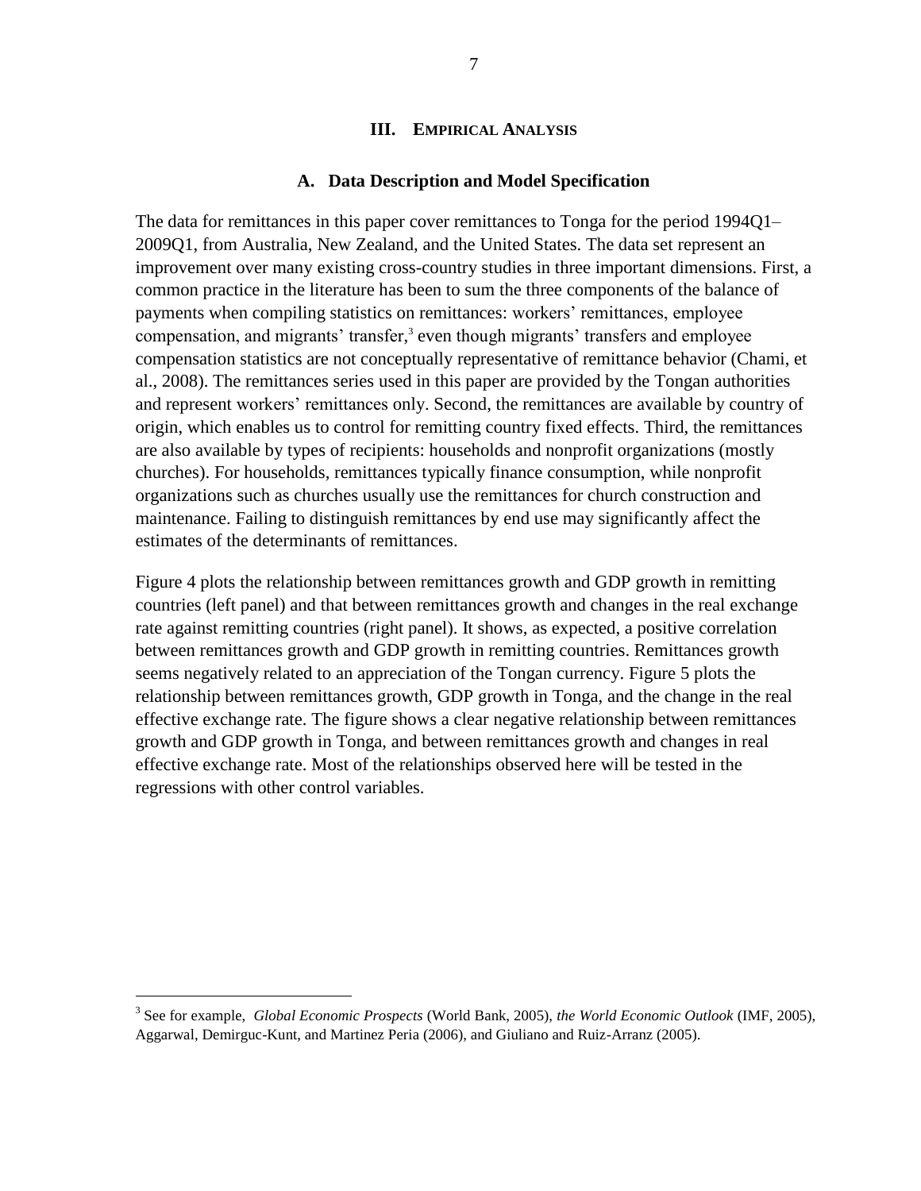## III. Empirical Analysis

### A. Data Description and Model Specification

The data for remittances in this paper cover remittances to Tonga for the period 1994Q1–2009Q1, from Australia, New Zealand, and the United States. The data set represent an improvement over many existing cross-country studies in three important dimensions. First, a common practice in the literature has been to sum the three components of the balance of payments when compiling statistics on remittances: workers' remittances, employee compensation, and migrants' transfer,[3] even though migrants' transfers and employee compensation statistics are not conceptually representative of remittance behavior (Chami, et al., 2008). The remittances series used in this paper are provided by the Tongan authorities and represent workers' remittances only. Second, the remittances are available by country of origin, which enables us to control for remitting country fixed effects. Third, the remittances are also available by types of recipients: households and nonprofit organizations (mostly churches). For households, remittances typically finance consumption, while nonprofit organizations such as churches usually use the remittances for church construction and maintenance. Failing to distinguish remittances by end use may significantly affect the estimates of the determinants of remittances.

Figure 4 plots the relationship between remittances growth and GDP growth in remitting countries (left panel) and that between remittances growth and changes in the real exchange rate against remitting countries (right panel). It shows, as expected, a positive correlation between remittances growth and GDP growth in remitting countries. Remittances growth seems negatively related to an appreciation of the Tongan currency. Figure 5 plots the relationship between remittances growth, GDP growth in Tonga, and the change in the real effective exchange rate. The figure shows a clear negative relationship between remittances growth and GDP growth in Tonga, and between remittances growth and changes in real effective exchange rate. Most of the relationships observed here will be tested in the regressions with other control variables.

[3] See for example, *Global Economic Prospects* (World Bank, 2005), *the World Economic Outlook* (IMF, 2005), Aggarwal, Demirguc-Kunt, and Martinez Peria (2006), and Giuliano and Ruiz-Arranz (2005).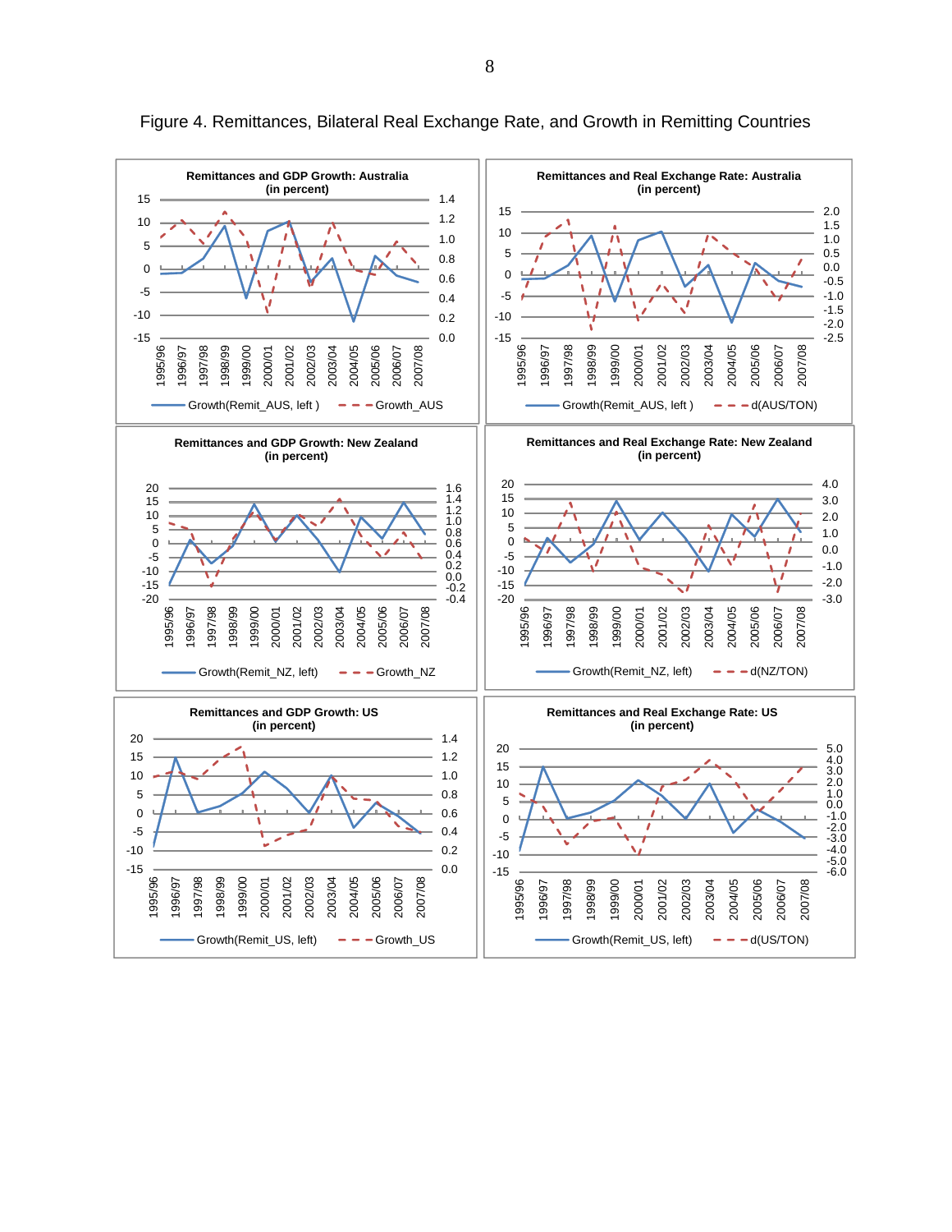Figure 4. Remittances, Bilateral Real Exchange Rate, and Growth in Remitting Countries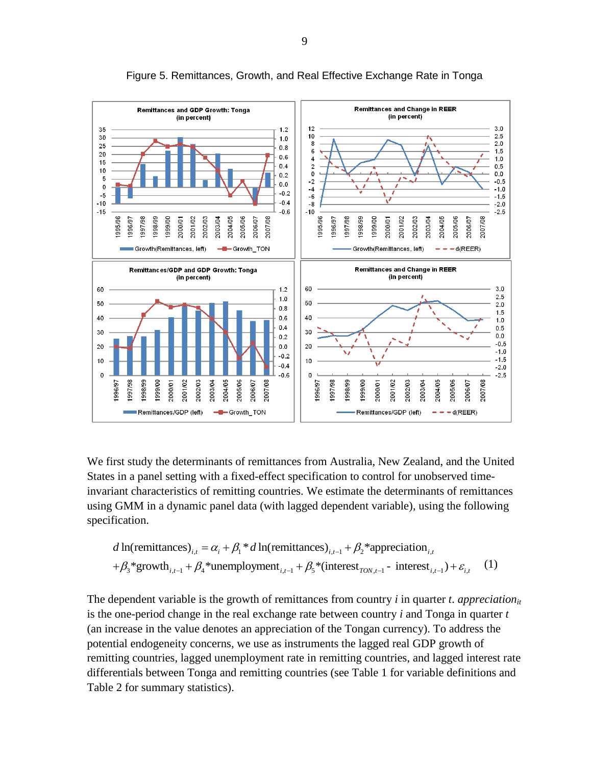Figure 5. Remittances, Growth, and Real Effective Exchange Rate in Tonga

We first study the determinants of remittances from Australia, New Zealand, and the United States in a panel setting with a fixed-effect specification to control for unobserved time-invariant characteristics of remitting countries. We estimate the determinants of remittances using GMM in a dynamic panel data (with lagged dependent variable), using the following specification.

$$d\ln(\text{remittances})_{i,t} = \alpha_i + \beta_1 * d\ln(\text{remittances})_{i,t-1} + \beta_2 * \text{appreciation}_{i,t}$$
$$+ \beta_3 * \text{growth}_{i,t-1} + \beta_4 * \text{unemployment}_{i,t-1} + \beta_5 * (\text{interest}_{TON,t-1} - \text{interest}_{i,t-1}) + \varepsilon_{i,t} \quad (1)$$

The dependent variable is the growth of remittances from country *i* in quarter *t*. *appreciation*$_{it}$ is the one-period change in the real exchange rate between country *i* and Tonga in quarter *t* (an increase in the value denotes an appreciation of the Tongan currency). To address the potential endogeneity concerns, we use as instruments the lagged real GDP growth of remitting countries, lagged unemployment rate in remitting countries, and lagged interest rate differentials between Tonga and remitting countries (see Table 1 for variable definitions and Table 2 for summary statistics).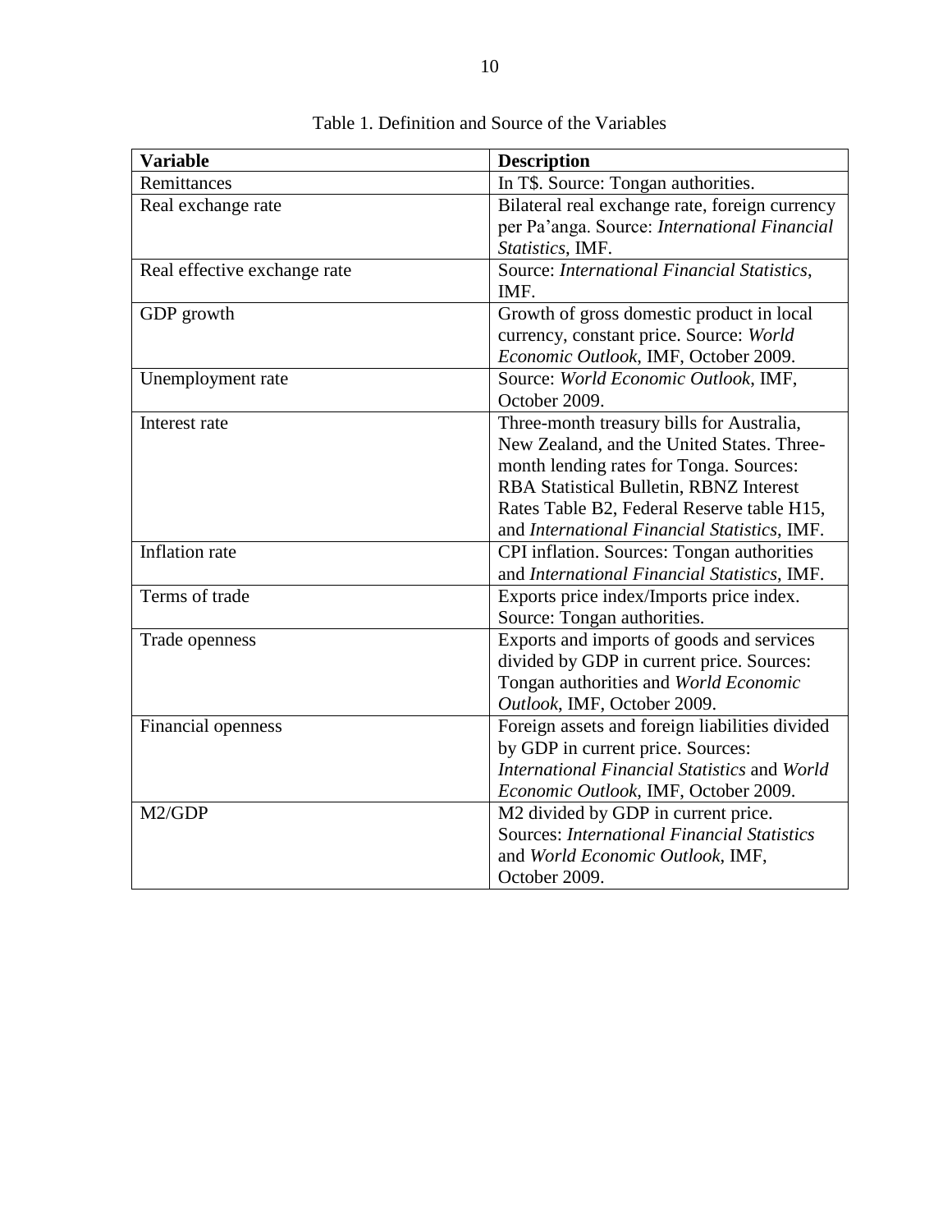Table 1. Definition and Source of the Variables

| **Variable** | **Description** |
|---|---|
| Remittances | In T$. Source: Tongan authorities. |
| Real exchange rate | Bilateral real exchange rate, foreign currency per Pa'anga. Source: *International Financial Statistics*, IMF. |
| Real effective exchange rate | Source: *International Financial Statistics*, IMF. |
| GDP growth | Growth of gross domestic product in local currency, constant price. Source: *World Economic Outlook*, IMF, October 2009. |
| Unemployment rate | Source: *World Economic Outlook*, IMF, October 2009. |
| Interest rate | Three-month treasury bills for Australia, New Zealand, and the United States. Three-month lending rates for Tonga. Sources: RBA Statistical Bulletin, RBNZ Interest Rates Table B2, Federal Reserve table H15, and *International Financial Statistics*, IMF. |
| Inflation rate | CPI inflation. Sources: Tongan authorities and *International Financial Statistics*, IMF. |
| Terms of trade | Exports price index/Imports price index. Source: Tongan authorities. |
| Trade openness | Exports and imports of goods and services divided by GDP in current price. Sources: Tongan authorities and *World Economic Outlook*, IMF, October 2009. |
| Financial openness | Foreign assets and foreign liabilities divided by GDP in current price. Sources: *International Financial Statistics* and *World Economic Outlook*, IMF, October 2009. |
| M2/GDP | M2 divided by GDP in current price. Sources: *International Financial Statistics* and *World Economic Outlook*, IMF, October 2009. |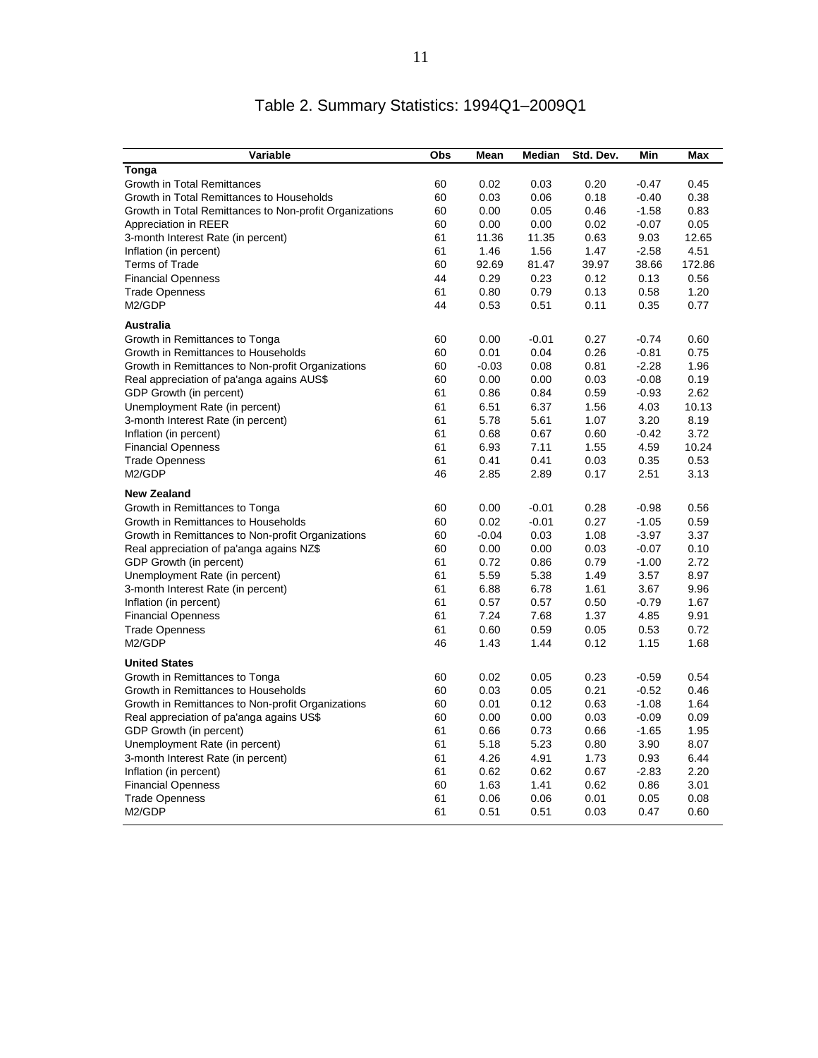# Table 2. Summary Statistics: 1994Q1–2009Q1

| Variable | Obs | Mean | Median | Std. Dev. | Min | Max |
|---|---|---|---|---|---|---|
| **Tonga** | | | | | | |
| Growth in Total Remittances | 60 | 0.02 | 0.03 | 0.20 | -0.47 | 0.45 |
| Growth in Total Remittances to Households | 60 | 0.03 | 0.06 | 0.18 | -0.40 | 0.38 |
| Growth in Total Remittances to Non-profit Organizations | 60 | 0.00 | 0.05 | 0.46 | -1.58 | 0.83 |
| Appreciation in REER | 60 | 0.00 | 0.00 | 0.02 | -0.07 | 0.05 |
| 3-month Interest Rate (in percent) | 61 | 11.36 | 11.35 | 0.63 | 9.03 | 12.65 |
| Inflation (in percent) | 61 | 1.46 | 1.56 | 1.47 | -2.58 | 4.51 |
| Terms of Trade | 60 | 92.69 | 81.47 | 39.97 | 38.66 | 172.86 |
| Financial Openness | 44 | 0.29 | 0.23 | 0.12 | 0.13 | 0.56 |
| Trade Openness | 61 | 0.80 | 0.79 | 0.13 | 0.58 | 1.20 |
| M2/GDP | 44 | 0.53 | 0.51 | 0.11 | 0.35 | 0.77 |
| **Australia** | | | | | | |
| Growth in Remittances to Tonga | 60 | 0.00 | -0.01 | 0.27 | -0.74 | 0.60 |
| Growth in Remittances to Households | 60 | 0.01 | 0.04 | 0.26 | -0.81 | 0.75 |
| Growth in Remittances to Non-profit Organizations | 60 | -0.03 | 0.08 | 0.81 | -2.28 | 1.96 |
| Real appreciation of pa'anga agains AUS$ | 60 | 0.00 | 0.00 | 0.03 | -0.08 | 0.19 |
| GDP Growth (in percent) | 61 | 0.86 | 0.84 | 0.59 | -0.93 | 2.62 |
| Unemployment Rate (in percent) | 61 | 6.51 | 6.37 | 1.56 | 4.03 | 10.13 |
| 3-month Interest Rate (in percent) | 61 | 5.78 | 5.61 | 1.07 | 3.20 | 8.19 |
| Inflation (in percent) | 61 | 0.68 | 0.67 | 0.60 | -0.42 | 3.72 |
| Financial Openness | 61 | 6.93 | 7.11 | 1.55 | 4.59 | 10.24 |
| Trade Openness | 61 | 0.41 | 0.41 | 0.03 | 0.35 | 0.53 |
| M2/GDP | 46 | 2.85 | 2.89 | 0.17 | 2.51 | 3.13 |
| **New Zealand** | | | | | | |
| Growth in Remittances to Tonga | 60 | 0.00 | -0.01 | 0.28 | -0.98 | 0.56 |
| Growth in Remittances to Households | 60 | 0.02 | -0.01 | 0.27 | -1.05 | 0.59 |
| Growth in Remittances to Non-profit Organizations | 60 | -0.04 | 0.03 | 1.08 | -3.97 | 3.37 |
| Real appreciation of pa'anga agains NZ$ | 60 | 0.00 | 0.00 | 0.03 | -0.07 | 0.10 |
| GDP Growth (in percent) | 61 | 0.72 | 0.86 | 0.79 | -1.00 | 2.72 |
| Unemployment Rate (in percent) | 61 | 5.59 | 5.38 | 1.49 | 3.57 | 8.97 |
| 3-month Interest Rate (in percent) | 61 | 6.88 | 6.78 | 1.61 | 3.67 | 9.96 |
| Inflation (in percent) | 61 | 0.57 | 0.57 | 0.50 | -0.79 | 1.67 |
| Financial Openness | 61 | 7.24 | 7.68 | 1.37 | 4.85 | 9.91 |
| Trade Openness | 61 | 0.60 | 0.59 | 0.05 | 0.53 | 0.72 |
| M2/GDP | 46 | 1.43 | 1.44 | 0.12 | 1.15 | 1.68 |
| **United States** | | | | | | |
| Growth in Remittances to Tonga | 60 | 0.02 | 0.05 | 0.23 | -0.59 | 0.54 |
| Growth in Remittances to Households | 60 | 0.03 | 0.05 | 0.21 | -0.52 | 0.46 |
| Growth in Remittances to Non-profit Organizations | 60 | 0.01 | 0.12 | 0.63 | -1.08 | 1.64 |
| Real appreciation of pa'anga agains US$ | 60 | 0.00 | 0.00 | 0.03 | -0.09 | 0.09 |
| GDP Growth (in percent) | 61 | 0.66 | 0.73 | 0.66 | -1.65 | 1.95 |
| Unemployment Rate (in percent) | 61 | 5.18 | 5.23 | 0.80 | 3.90 | 8.07 |
| 3-month Interest Rate (in percent) | 61 | 4.26 | 4.91 | 1.73 | 0.93 | 6.44 |
| Inflation (in percent) | 61 | 0.62 | 0.62 | 0.67 | -2.83 | 2.20 |
| Financial Openness | 60 | 1.63 | 1.41 | 0.62 | 0.86 | 3.01 |
| Trade Openness | 61 | 0.06 | 0.06 | 0.01 | 0.05 | 0.08 |
| M2/GDP | 61 | 0.51 | 0.51 | 0.03 | 0.47 | 0.60 |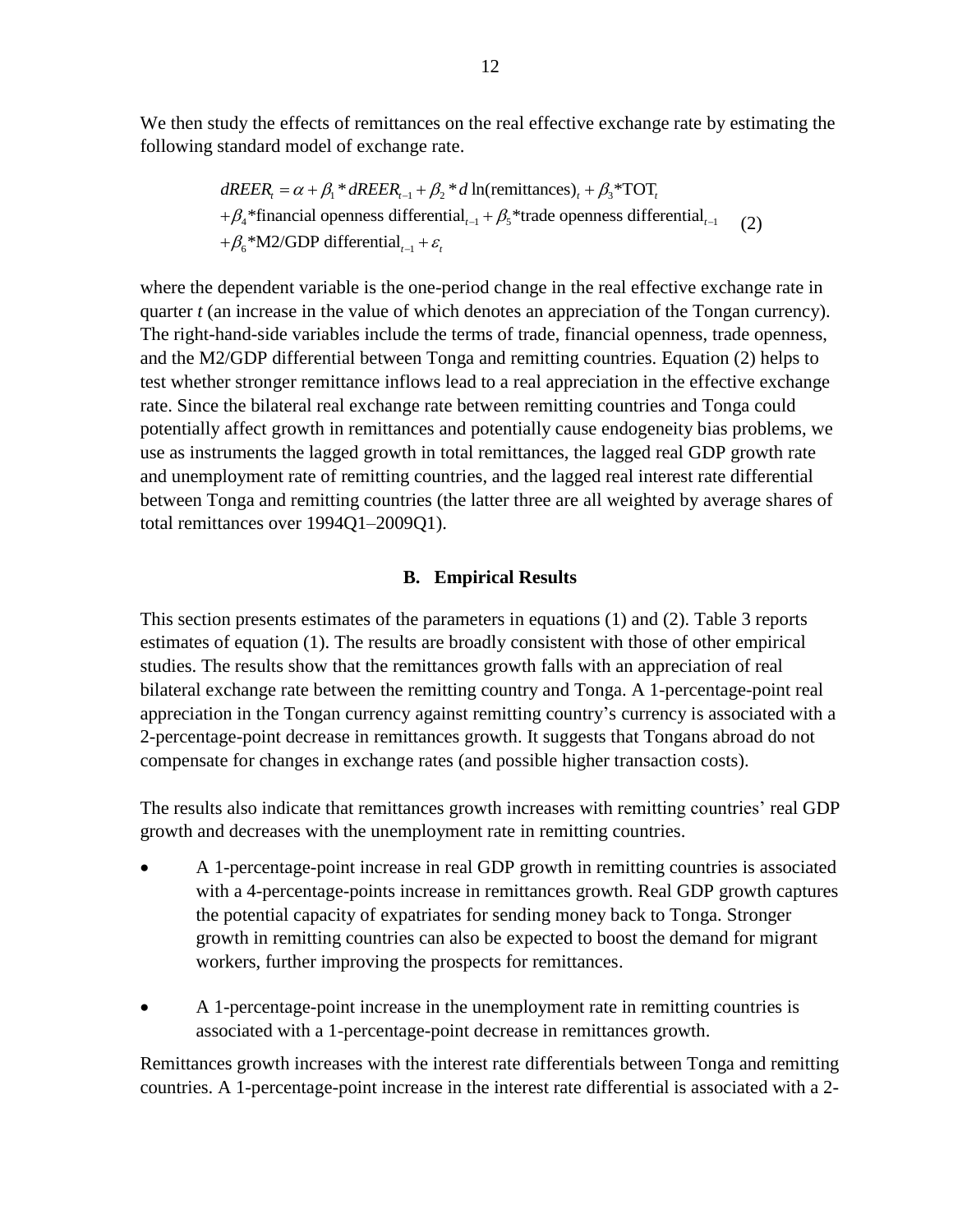We then study the effects of remittances on the real effective exchange rate by estimating the following standard model of exchange rate.

$$
\begin{aligned}
dREER_t &= \alpha + \beta_1 * dREER_{t-1} + \beta_2 * d\ln(\text{remittances})_t + \beta_3 * \text{TOT}_t \\
&+ \beta_4 * \text{financial openness differential}_{t-1} + \beta_5 * \text{trade openness differential}_{t-1} \\
&+ \beta_6 * \text{M2/GDP differential}_{t-1} + \varepsilon_t
\end{aligned} \tag{2}
$$

where the dependent variable is the one-period change in the real effective exchange rate in quarter *t* (an increase in the value of which denotes an appreciation of the Tongan currency). The right-hand-side variables include the terms of trade, financial openness, trade openness, and the M2/GDP differential between Tonga and remitting countries. Equation (2) helps to test whether stronger remittance inflows lead to a real appreciation in the effective exchange rate. Since the bilateral real exchange rate between remitting countries and Tonga could potentially affect growth in remittances and potentially cause endogeneity bias problems, we use as instruments the lagged growth in total remittances, the lagged real GDP growth rate and unemployment rate of remitting countries, and the lagged real interest rate differential between Tonga and remitting countries (the latter three are all weighted by average shares of total remittances over 1994Q1–2009Q1).

## B. Empirical Results

This section presents estimates of the parameters in equations (1) and (2). Table 3 reports estimates of equation (1). The results are broadly consistent with those of other empirical studies. The results show that the remittances growth falls with an appreciation of real bilateral exchange rate between the remitting country and Tonga. A 1-percentage-point real appreciation in the Tongan currency against remitting country's currency is associated with a 2-percentage-point decrease in remittances growth. It suggests that Tongans abroad do not compensate for changes in exchange rates (and possible higher transaction costs).

The results also indicate that remittances growth increases with remitting countries' real GDP growth and decreases with the unemployment rate in remitting countries.

- A 1-percentage-point increase in real GDP growth in remitting countries is associated with a 4-percentage-points increase in remittances growth. Real GDP growth captures the potential capacity of expatriates for sending money back to Tonga. Stronger growth in remitting countries can also be expected to boost the demand for migrant workers, further improving the prospects for remittances.

- A 1-percentage-point increase in the unemployment rate in remitting countries is associated with a 1-percentage-point decrease in remittances growth.

Remittances growth increases with the interest rate differentials between Tonga and remitting countries. A 1-percentage-point increase in the interest rate differential is associated with a 2-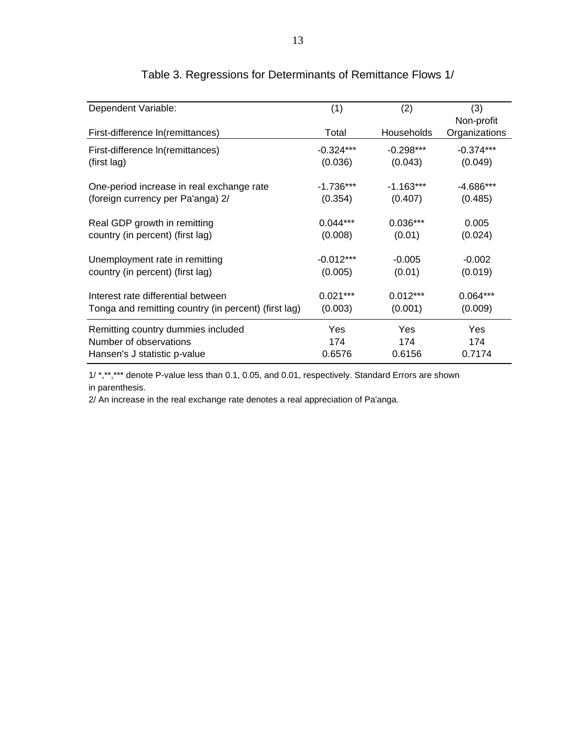Table 3. Regressions for Determinants of Remittance Flows 1/

| Dependent Variable: First-difference ln(remittances) | (1) Total | (2) Households | (3) Non-profit Organizations |
|---|---|---|---|
| First-difference ln(remittances) (first lag) | -0.324*** | -0.298*** | -0.374*** |
| | (0.036) | (0.043) | (0.049) |
| One-period increase in real exchange rate (foreign currency per Pa'anga) 2/ | -1.736*** | -1.163*** | -4.686*** |
| | (0.354) | (0.407) | (0.485) |
| Real GDP growth in remitting country (in percent) (first lag) | 0.044*** | 0.036*** | 0.005 |
| | (0.008) | (0.01) | (0.024) |
| Unemployment rate in remitting country (in percent) (first lag) | -0.012*** | -0.005 | -0.002 |
| | (0.005) | (0.01) | (0.019) |
| Interest rate differential between Tonga and remitting country (in percent) (first lag) | 0.021*** | 0.012*** | 0.064*** |
| | (0.003) | (0.001) | (0.009) |
| Remitting country dummies included | Yes | Yes | Yes |
| Number of observations | 174 | 174 | 174 |
| Hansen's J statistic p-value | 0.6576 | 0.6156 | 0.7174 |

1/ *,**,*** denote P-value less than 0.1, 0.05, and 0.01, respectively. Standard Errors are shown in parenthesis.

2/ An increase in the real exchange rate denotes a real appreciation of Pa'anga.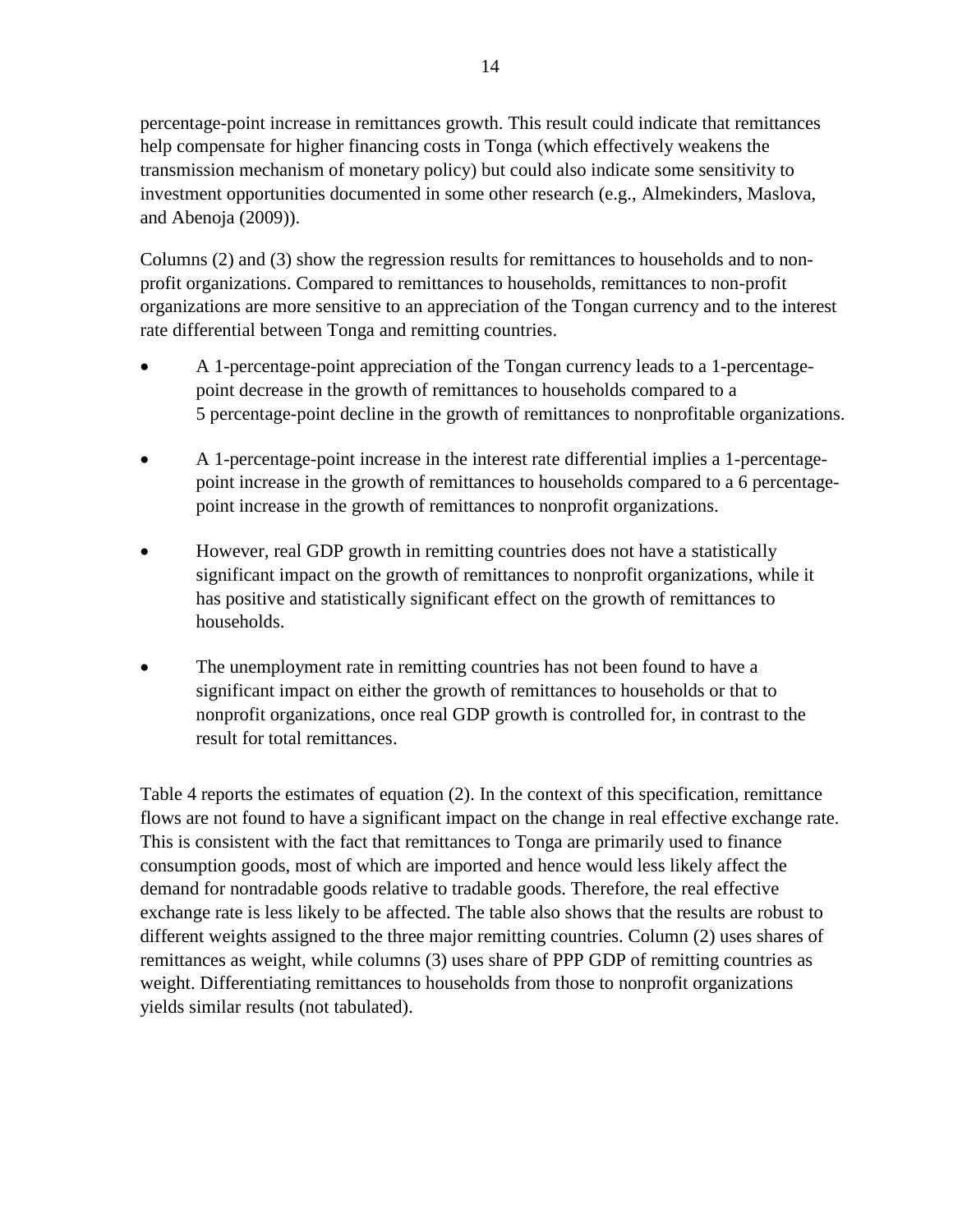percentage-point increase in remittances growth. This result could indicate that remittances help compensate for higher financing costs in Tonga (which effectively weakens the transmission mechanism of monetary policy) but could also indicate some sensitivity to investment opportunities documented in some other research (e.g., Almekinders, Maslova, and Abenoja (2009)).

Columns (2) and (3) show the regression results for remittances to households and to non-profit organizations. Compared to remittances to households, remittances to non-profit organizations are more sensitive to an appreciation of the Tongan currency and to the interest rate differential between Tonga and remitting countries.

- A 1-percentage-point appreciation of the Tongan currency leads to a 1-percentage-point decrease in the growth of remittances to households compared to a 5 percentage-point decline in the growth of remittances to nonprofitable organizations.
- A 1-percentage-point increase in the interest rate differential implies a 1-percentage-point increase in the growth of remittances to households compared to a 6 percentage-point increase in the growth of remittances to nonprofit organizations.
- However, real GDP growth in remitting countries does not have a statistically significant impact on the growth of remittances to nonprofit organizations, while it has positive and statistically significant effect on the growth of remittances to households.
- The unemployment rate in remitting countries has not been found to have a significant impact on either the growth of remittances to households or that to nonprofit organizations, once real GDP growth is controlled for, in contrast to the result for total remittances.

Table 4 reports the estimates of equation (2). In the context of this specification, remittance flows are not found to have a significant impact on the change in real effective exchange rate. This is consistent with the fact that remittances to Tonga are primarily used to finance consumption goods, most of which are imported and hence would less likely affect the demand for nontradable goods relative to tradable goods. Therefore, the real effective exchange rate is less likely to be affected. The table also shows that the results are robust to different weights assigned to the three major remitting countries. Column (2) uses shares of remittances as weight, while columns (3) uses share of PPP GDP of remitting countries as weight. Differentiating remittances to households from those to nonprofit organizations yields similar results (not tabulated).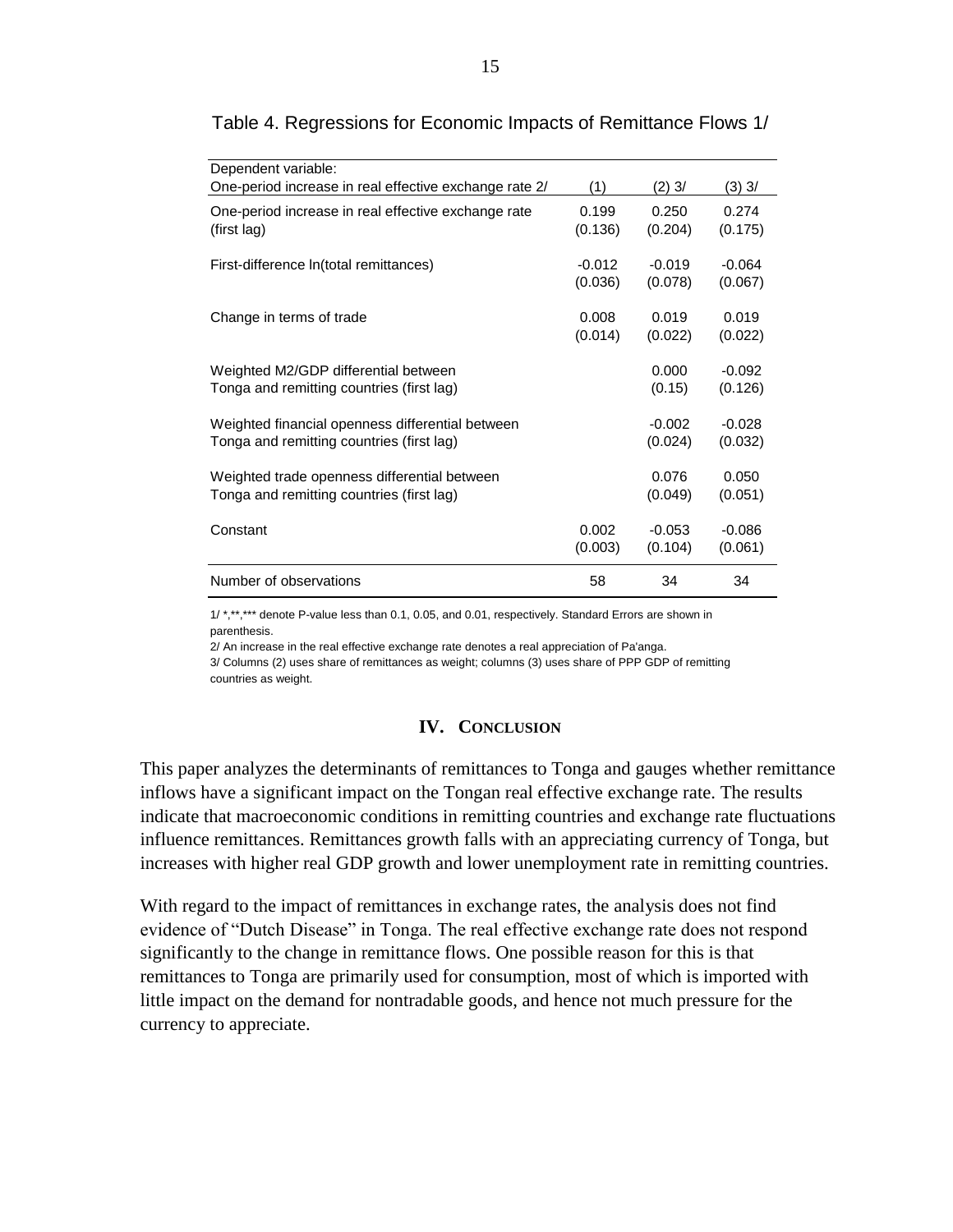Table 4. Regressions for Economic Impacts of Remittance Flows 1/

| Dependent variable: One-period increase in real effective exchange rate 2/ | (1) | (2) 3/ | (3) 3/ |
|---|---|---|---|
| One-period increase in real effective exchange rate (first lag) | 0.199 | 0.250 | 0.274 |
| | (0.136) | (0.204) | (0.175) |
| First-difference ln(total remittances) | -0.012 | -0.019 | -0.064 |
| | (0.036) | (0.078) | (0.067) |
| Change in terms of trade | 0.008 | 0.019 | 0.019 |
| | (0.014) | (0.022) | (0.022) |
| Weighted M2/GDP differential between Tonga and remitting countries (first lag) | | 0.000 | -0.092 |
| | | (0.15) | (0.126) |
| Weighted financial openness differential between Tonga and remitting countries (first lag) | | -0.002 | -0.028 |
| | | (0.024) | (0.032) |
| Weighted trade openness differential between Tonga and remitting countries (first lag) | | 0.076 | 0.050 |
| | | (0.049) | (0.051) |
| Constant | 0.002 | -0.053 | -0.086 |
| | (0.003) | (0.104) | (0.061) |
| Number of observations | 58 | 34 | 34 |

1/ *,**,*** denote P-value less than 0.1, 0.05, and 0.01, respectively. Standard Errors are shown in parenthesis.

2/ An increase in the real effective exchange rate denotes a real appreciation of Pa'anga.

3/ Columns (2) uses share of remittances as weight; columns (3) uses share of PPP GDP of remitting countries as weight.

## IV. Conclusion

This paper analyzes the determinants of remittances to Tonga and gauges whether remittance inflows have a significant impact on the Tongan real effective exchange rate. The results indicate that macroeconomic conditions in remitting countries and exchange rate fluctuations influence remittances. Remittances growth falls with an appreciating currency of Tonga, but increases with higher real GDP growth and lower unemployment rate in remitting countries.

With regard to the impact of remittances in exchange rates, the analysis does not find evidence of "Dutch Disease" in Tonga. The real effective exchange rate does not respond significantly to the change in remittance flows. One possible reason for this is that remittances to Tonga are primarily used for consumption, most of which is imported with little impact on the demand for nontradable goods, and hence not much pressure for the currency to appreciate.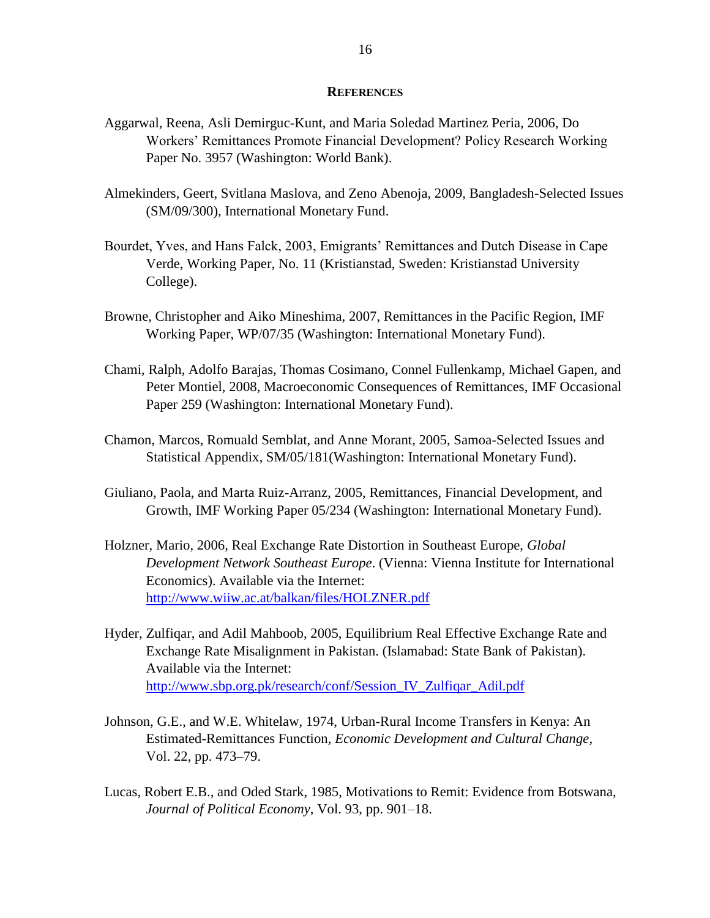## References

Aggarwal, Reena, Asli Demirguc-Kunt, and Maria Soledad Martinez Peria, 2006, Do Workers' Remittances Promote Financial Development? Policy Research Working Paper No. 3957 (Washington: World Bank).

Almekinders, Geert, Svitlana Maslova, and Zeno Abenoja, 2009, Bangladesh-Selected Issues (SM/09/300), International Monetary Fund.

Bourdet, Yves, and Hans Falck, 2003, Emigrants' Remittances and Dutch Disease in Cape Verde, Working Paper, No. 11 (Kristianstad, Sweden: Kristianstad University College).

Browne, Christopher and Aiko Mineshima, 2007, Remittances in the Pacific Region, IMF Working Paper, WP/07/35 (Washington: International Monetary Fund).

Chami, Ralph, Adolfo Barajas, Thomas Cosimano, Connel Fullenkamp, Michael Gapen, and Peter Montiel, 2008, Macroeconomic Consequences of Remittances, IMF Occasional Paper 259 (Washington: International Monetary Fund).

Chamon, Marcos, Romuald Semblat, and Anne Morant, 2005, Samoa-Selected Issues and Statistical Appendix, SM/05/181(Washington: International Monetary Fund).

Giuliano, Paola, and Marta Ruiz-Arranz, 2005, Remittances, Financial Development, and Growth, IMF Working Paper 05/234 (Washington: International Monetary Fund).

Holzner, Mario, 2006, Real Exchange Rate Distortion in Southeast Europe, *Global Development Network Southeast Europe*. (Vienna: Vienna Institute for International Economics). Available via the Internet: [http://www.wiiw.ac.at/balkan/files/HOLZNER.pdf](http://www.wiiw.ac.at/balkan/files/HOLZNER.pdf)

Hyder, Zulfiqar, and Adil Mahboob, 2005, Equilibrium Real Effective Exchange Rate and Exchange Rate Misalignment in Pakistan. (Islamabad: State Bank of Pakistan). Available via the Internet: [http://www.sbp.org.pk/research/conf/Session_IV_Zulfiqar_Adil.pdf](http://www.sbp.org.pk/research/conf/Session_IV_Zulfiqar_Adil.pdf)

Johnson, G.E., and W.E. Whitelaw, 1974, Urban-Rural Income Transfers in Kenya: An Estimated-Remittances Function, *Economic Development and Cultural Change*, Vol. 22, pp. 473–79.

Lucas, Robert E.B., and Oded Stark, 1985, Motivations to Remit: Evidence from Botswana, *Journal of Political Economy*, Vol. 93, pp. 901–18.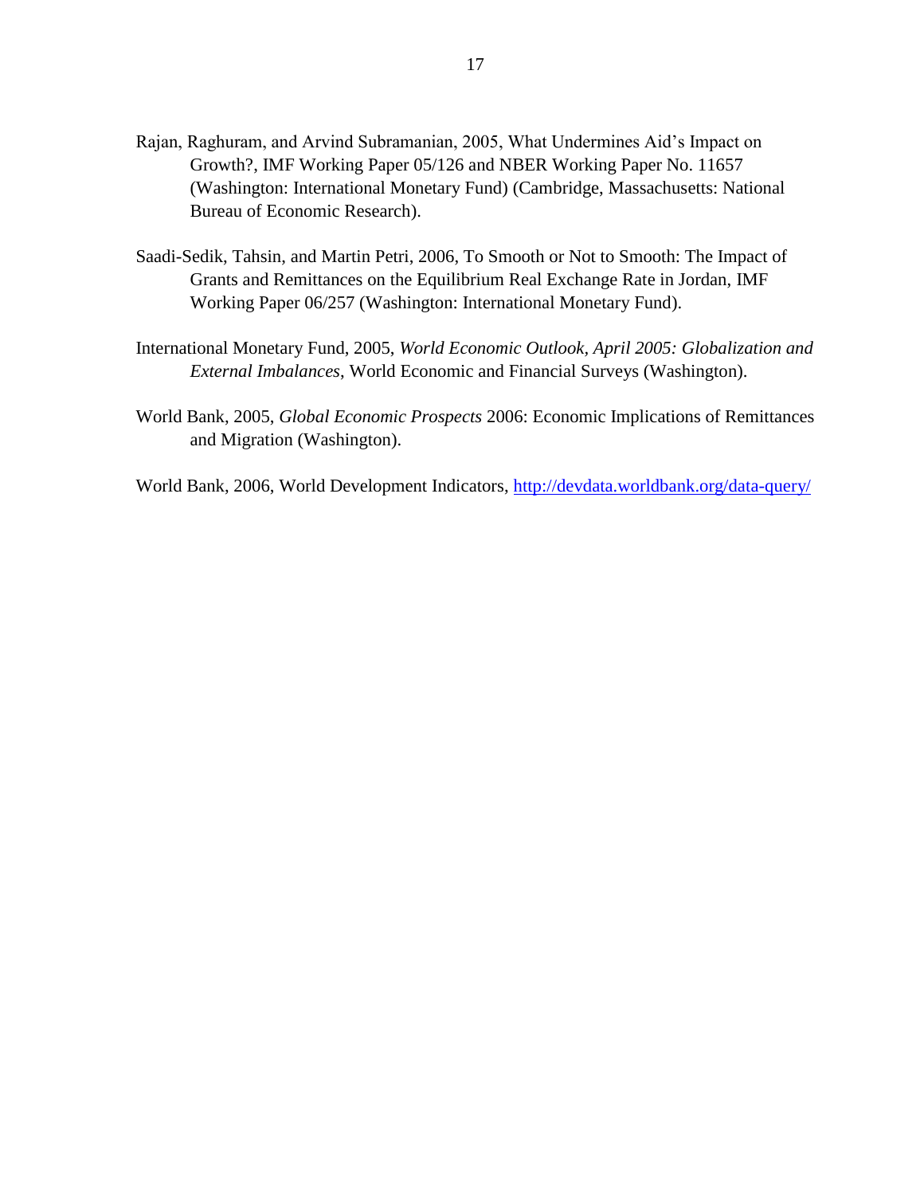Rajan, Raghuram, and Arvind Subramanian, 2005, What Undermines Aid's Impact on Growth?, IMF Working Paper 05/126 and NBER Working Paper No. 11657 (Washington: International Monetary Fund) (Cambridge, Massachusetts: National Bureau of Economic Research).

Saadi-Sedik, Tahsin, and Martin Petri, 2006, To Smooth or Not to Smooth: The Impact of Grants and Remittances on the Equilibrium Real Exchange Rate in Jordan, IMF Working Paper 06/257 (Washington: International Monetary Fund).

International Monetary Fund, 2005, *World Economic Outlook, April 2005: Globalization and External Imbalances*, World Economic and Financial Surveys (Washington).

World Bank, 2005, *Global Economic Prospects* 2006: Economic Implications of Remittances and Migration (Washington).

World Bank, 2006, World Development Indicators, http://devdata.worldbank.org/data-query/